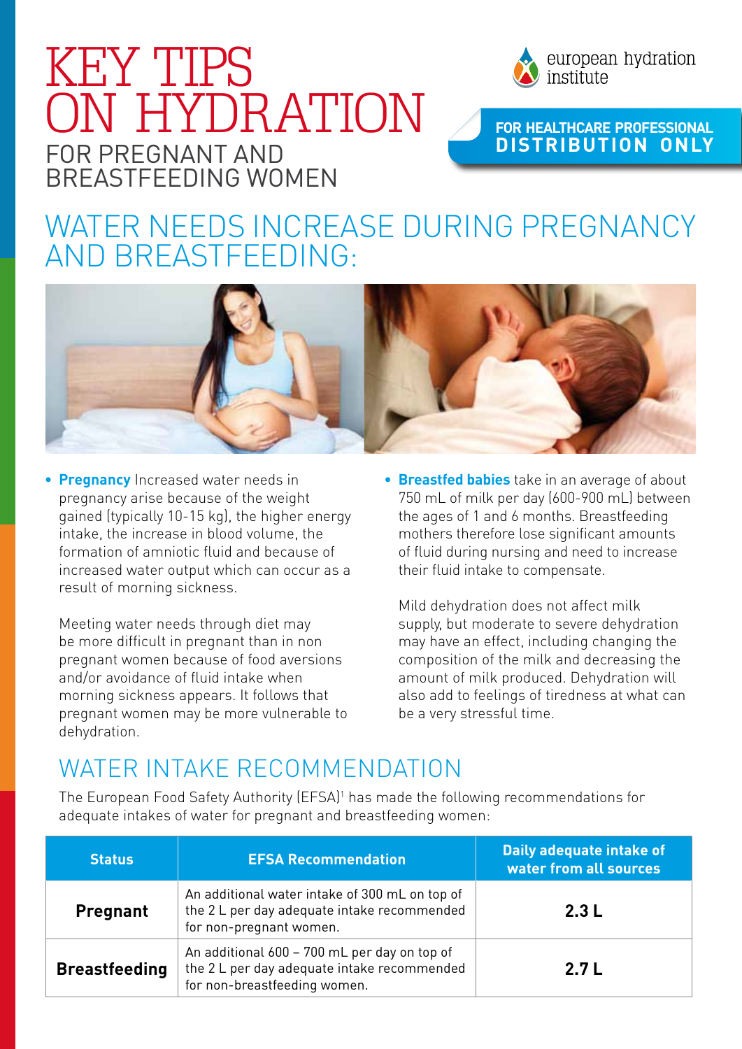# KEY TIPS ON HYDRATION

FOR PREGNANT AND BREASTFEEDING WOMEN

european hydration institute

**FOR HEALTHCARE PROFESSIONAL DISTRIBUTION ONLY**

## WATER NEEDS INCREASE DURING PREGNANCY AND BREASTFEEDING:

- **Pregnancy** Increased water needs in pregnancy arise because of the weight gained (typically 10-15 kg), the higher energy intake, the increase in blood volume, the formation of amniotic fluid and because of increased water output which can occur as a result of morning sickness.

  Meeting water needs through diet may be more difficult in pregnant than in non pregnant women because of food aversions and/or avoidance of fluid intake when morning sickness appears. It follows that pregnant women may be more vulnerable to dehydration.

- **Breastfed babies** take in an average of about 750 mL of milk per day (600-900 mL) between the ages of 1 and 6 months. Breastfeeding mothers therefore lose significant amounts of fluid during nursing and need to increase their fluid intake to compensate.

  Mild dehydration does not affect milk supply, but moderate to severe dehydration may have an effect, including changing the composition of the milk and decreasing the amount of milk produced. Dehydration will also add to feelings of tiredness at what can be a very stressful time.

## WATER INTAKE RECOMMENDATION

The European Food Safety Authority (EFSA)[1] has made the following recommendations for adequate intakes of water for pregnant and breastfeeding women:

| Status | EFSA Recommendation | Daily adequate intake of water from all sources |
|---|---|---|
| **Pregnant** | An additional water intake of 300 mL on top of the 2 L per day adequate intake recommended for non-pregnant women. | **2.3 L** |
| **Breastfeeding** | An additional 600 – 700 mL per day on top of the 2 L per day adequate intake recommended for non-breastfeeding women. | **2.7 L** |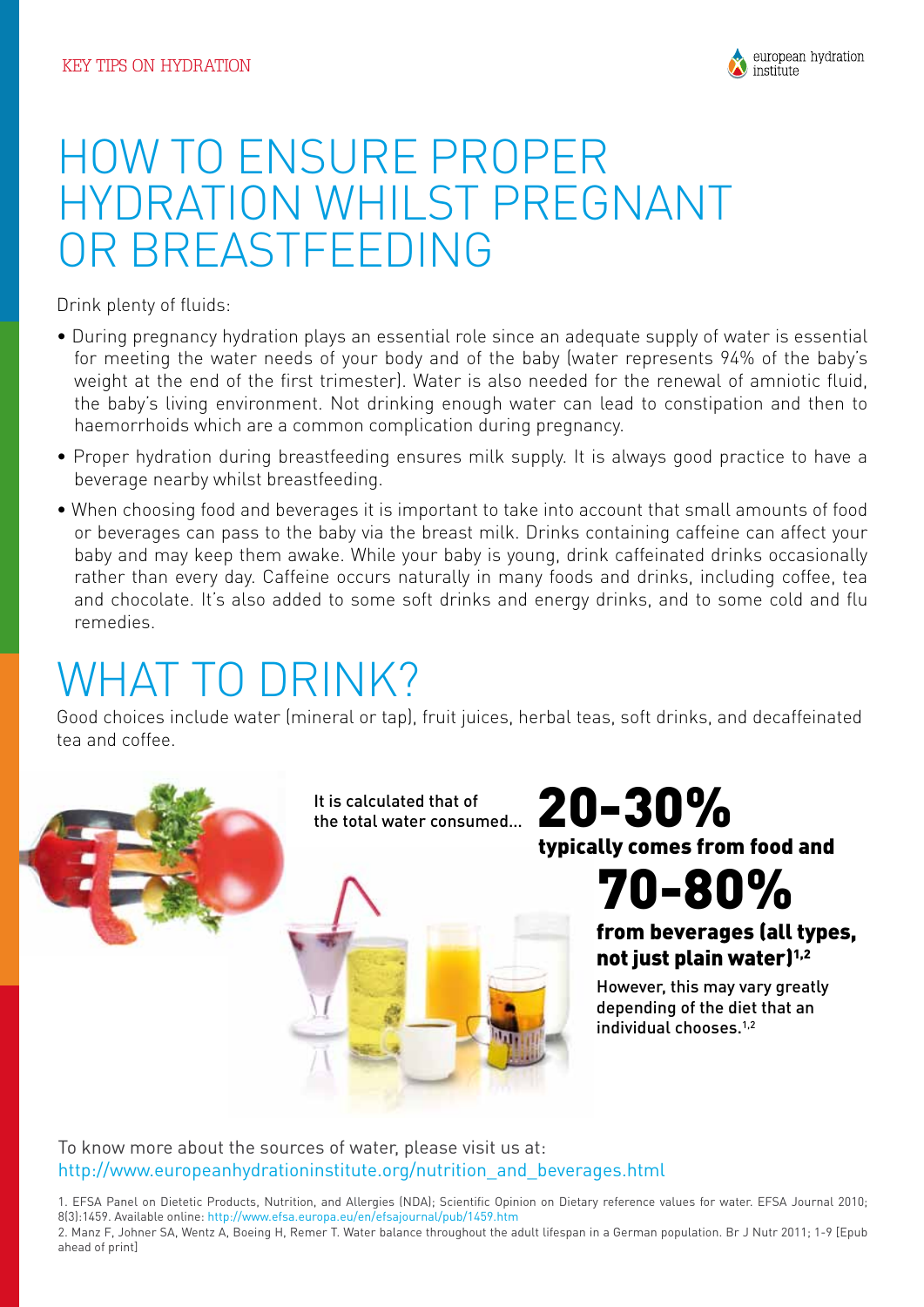KEY TIPS ON HYDRATION

# HOW TO ENSURE PROPER HYDRATION WHILST PREGNANT OR BREASTFEEDING

Drink plenty of fluids:

- During pregnancy hydration plays an essential role since an adequate supply of water is essential for meeting the water needs of your body and of the baby (water represents 94% of the baby's weight at the end of the first trimester). Water is also needed for the renewal of amniotic fluid, the baby's living environment. Not drinking enough water can lead to constipation and then to haemorrhoids which are a common complication during pregnancy.
- Proper hydration during breastfeeding ensures milk supply. It is always good practice to have a beverage nearby whilst breastfeeding.
- When choosing food and beverages it is important to take into account that small amounts of food or beverages can pass to the baby via the breast milk. Drinks containing caffeine can affect your baby and may keep them awake. While your baby is young, drink caffeinated drinks occasionally rather than every day. Caffeine occurs naturally in many foods and drinks, including coffee, tea and chocolate. It's also added to some soft drinks and energy drinks, and to some cold and flu remedies.

# WHAT TO DRINK?

Good choices include water (mineral or tap), fruit juices, herbal teas, soft drinks, and decaffeinated tea and coffee.

It is calculated that of the total water consumed... **20-30%** **typically comes from food and** **70-80%** **from beverages (all types, not just plain water)**[1,2]

However, this may vary greatly depending of the diet that an individual chooses.[1,2]

To know more about the sources of water, please visit us at:
http://www.europeanhydrationinstitute.org/nutrition_and_beverages.html

1. EFSA Panel on Dietetic Products, Nutrition, and Allergies (NDA); Scientific Opinion on Dietary reference values for water. EFSA Journal 2010; 8(3):1459. Available online: http://www.efsa.europa.eu/en/efsajournal/pub/1459.htm
2. Manz F, Johner SA, Wentz A, Boeing H, Remer T. Water balance throughout the adult lifespan in a German population. Br J Nutr 2011; 1-9 [Epub ahead of print]